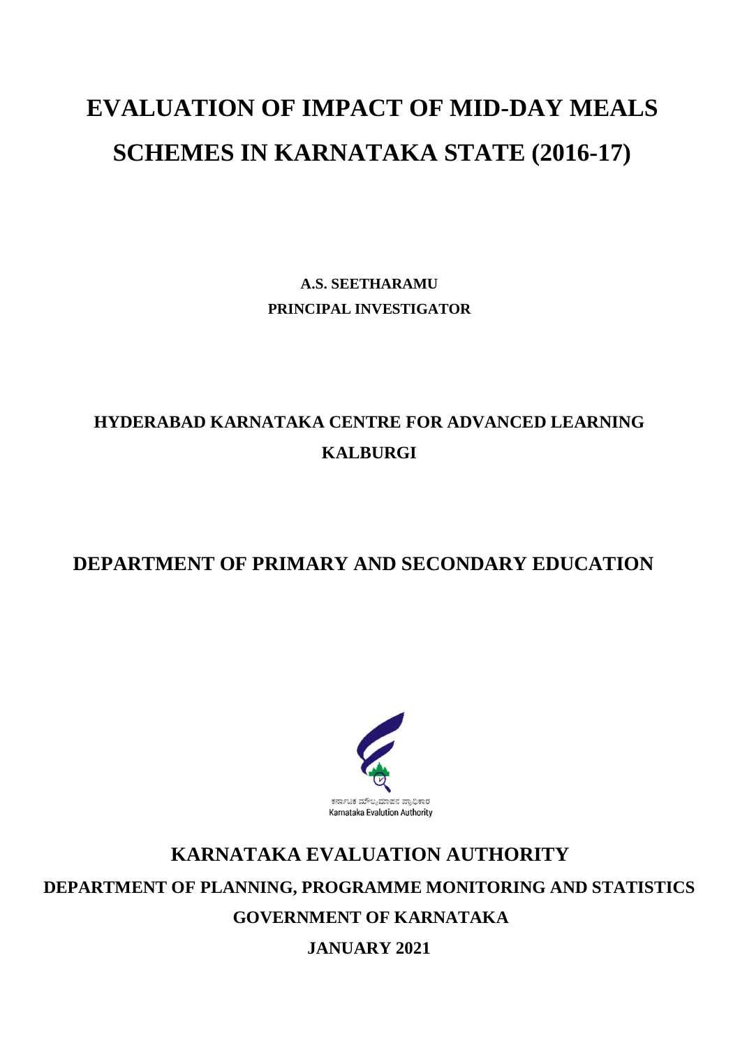# EVALUATION OF IMPACT OF MID-DAY MEALS SCHEMES IN KARNATAKA STATE (2016-17)

**A.S. SEETHARAMU**
**PRINCIPAL INVESTIGATOR**

## HYDERABAD KARNATAKA CENTRE FOR ADVANCED LEARNING
## KALBURGI

## DEPARTMENT OF PRIMARY AND SECONDARY EDUCATION

ಕರ್ನಾಟಕ ಮೌಲ್ಯಮಾಪನ ಪ್ರಾಧಿಕಾರ
Karnataka Evalution Authority

## KARNATAKA EVALUATION AUTHORITY

**DEPARTMENT OF PLANNING, PROGRAMME MONITORING AND STATISTICS**

**GOVERNMENT OF KARNATAKA**

**JANUARY 2021**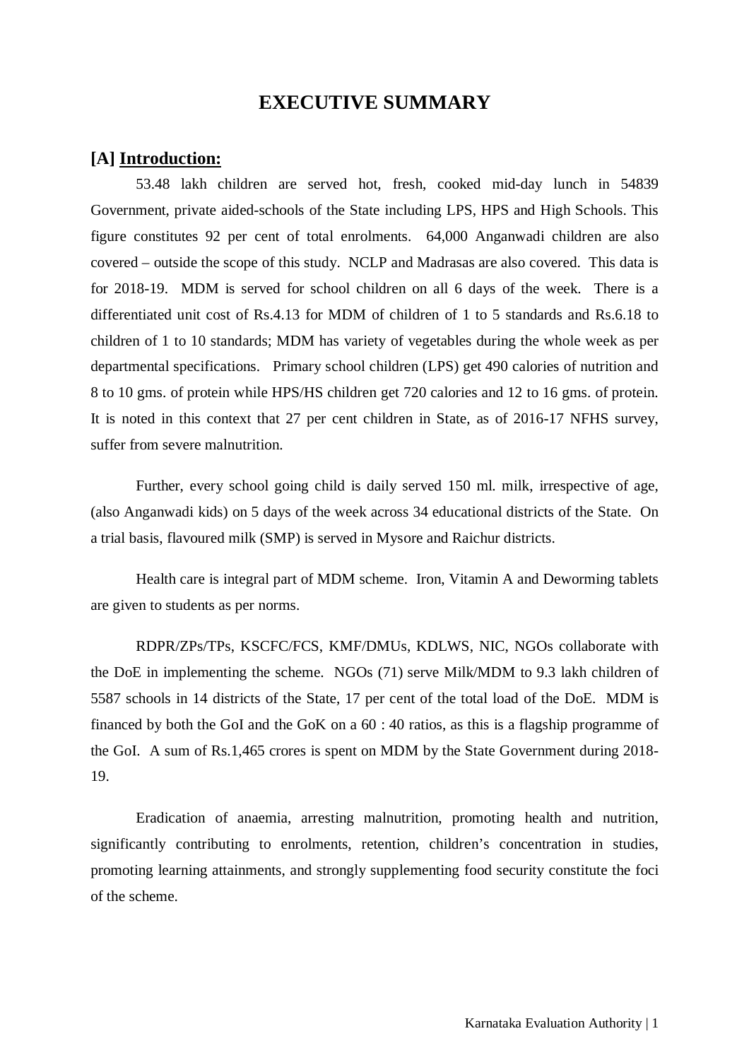# EXECUTIVE SUMMARY

## [A] Introduction:

53.48 lakh children are served hot, fresh, cooked mid-day lunch in 54839 Government, private aided-schools of the State including LPS, HPS and High Schools. This figure constitutes 92 per cent of total enrolments. 64,000 Anganwadi children are also covered – outside the scope of this study. NCLP and Madrasas are also covered. This data is for 2018-19. MDM is served for school children on all 6 days of the week. There is a differentiated unit cost of Rs.4.13 for MDM of children of 1 to 5 standards and Rs.6.18 to children of 1 to 10 standards; MDM has variety of vegetables during the whole week as per departmental specifications. Primary school children (LPS) get 490 calories of nutrition and 8 to 10 gms. of protein while HPS/HS children get 720 calories and 12 to 16 gms. of protein. It is noted in this context that 27 per cent children in State, as of 2016-17 NFHS survey, suffer from severe malnutrition.

Further, every school going child is daily served 150 ml. milk, irrespective of age, (also Anganwadi kids) on 5 days of the week across 34 educational districts of the State. On a trial basis, flavoured milk (SMP) is served in Mysore and Raichur districts.

Health care is integral part of MDM scheme. Iron, Vitamin A and Deworming tablets are given to students as per norms.

RDPR/ZPs/TPs, KSCFC/FCS, KMF/DMUs, KDLWS, NIC, NGOs collaborate with the DoE in implementing the scheme. NGOs (71) serve Milk/MDM to 9.3 lakh children of 5587 schools in 14 districts of the State, 17 per cent of the total load of the DoE. MDM is financed by both the GoI and the GoK on a 60 : 40 ratios, as this is a flagship programme of the GoI. A sum of Rs.1,465 crores is spent on MDM by the State Government during 2018-19.

Eradication of anaemia, arresting malnutrition, promoting health and nutrition, significantly contributing to enrolments, retention, children's concentration in studies, promoting learning attainments, and strongly supplementing food security constitute the foci of the scheme.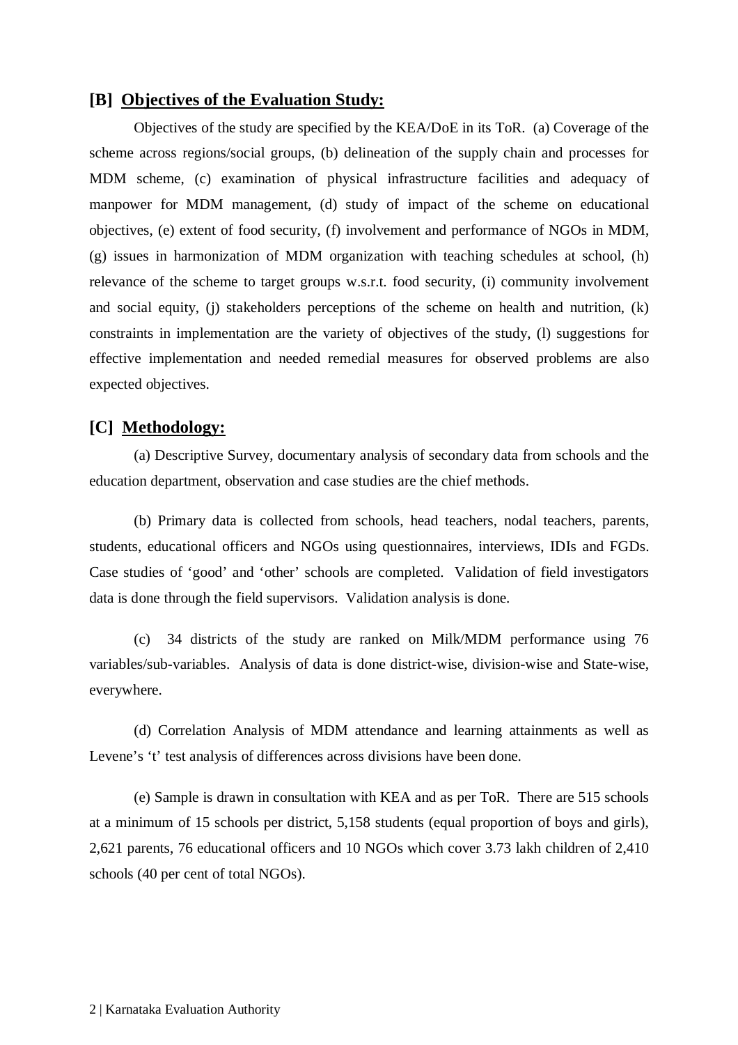## [B] Objectives of the Evaluation Study:

Objectives of the study are specified by the KEA/DoE in its ToR. (a) Coverage of the scheme across regions/social groups, (b) delineation of the supply chain and processes for MDM scheme, (c) examination of physical infrastructure facilities and adequacy of manpower for MDM management, (d) study of impact of the scheme on educational objectives, (e) extent of food security, (f) involvement and performance of NGOs in MDM, (g) issues in harmonization of MDM organization with teaching schedules at school, (h) relevance of the scheme to target groups w.s.r.t. food security, (i) community involvement and social equity, (j) stakeholders perceptions of the scheme on health and nutrition, (k) constraints in implementation are the variety of objectives of the study, (l) suggestions for effective implementation and needed remedial measures for observed problems are also expected objectives.

## [C] Methodology:

(a) Descriptive Survey, documentary analysis of secondary data from schools and the education department, observation and case studies are the chief methods.

(b) Primary data is collected from schools, head teachers, nodal teachers, parents, students, educational officers and NGOs using questionnaires, interviews, IDIs and FGDs. Case studies of 'good' and 'other' schools are completed. Validation of field investigators data is done through the field supervisors. Validation analysis is done.

(c) 34 districts of the study are ranked on Milk/MDM performance using 76 variables/sub-variables. Analysis of data is done district-wise, division-wise and State-wise, everywhere.

(d) Correlation Analysis of MDM attendance and learning attainments as well as Levene's 't' test analysis of differences across divisions have been done.

(e) Sample is drawn in consultation with KEA and as per ToR. There are 515 schools at a minimum of 15 schools per district, 5,158 students (equal proportion of boys and girls), 2,621 parents, 76 educational officers and 10 NGOs which cover 3.73 lakh children of 2,410 schools (40 per cent of total NGOs).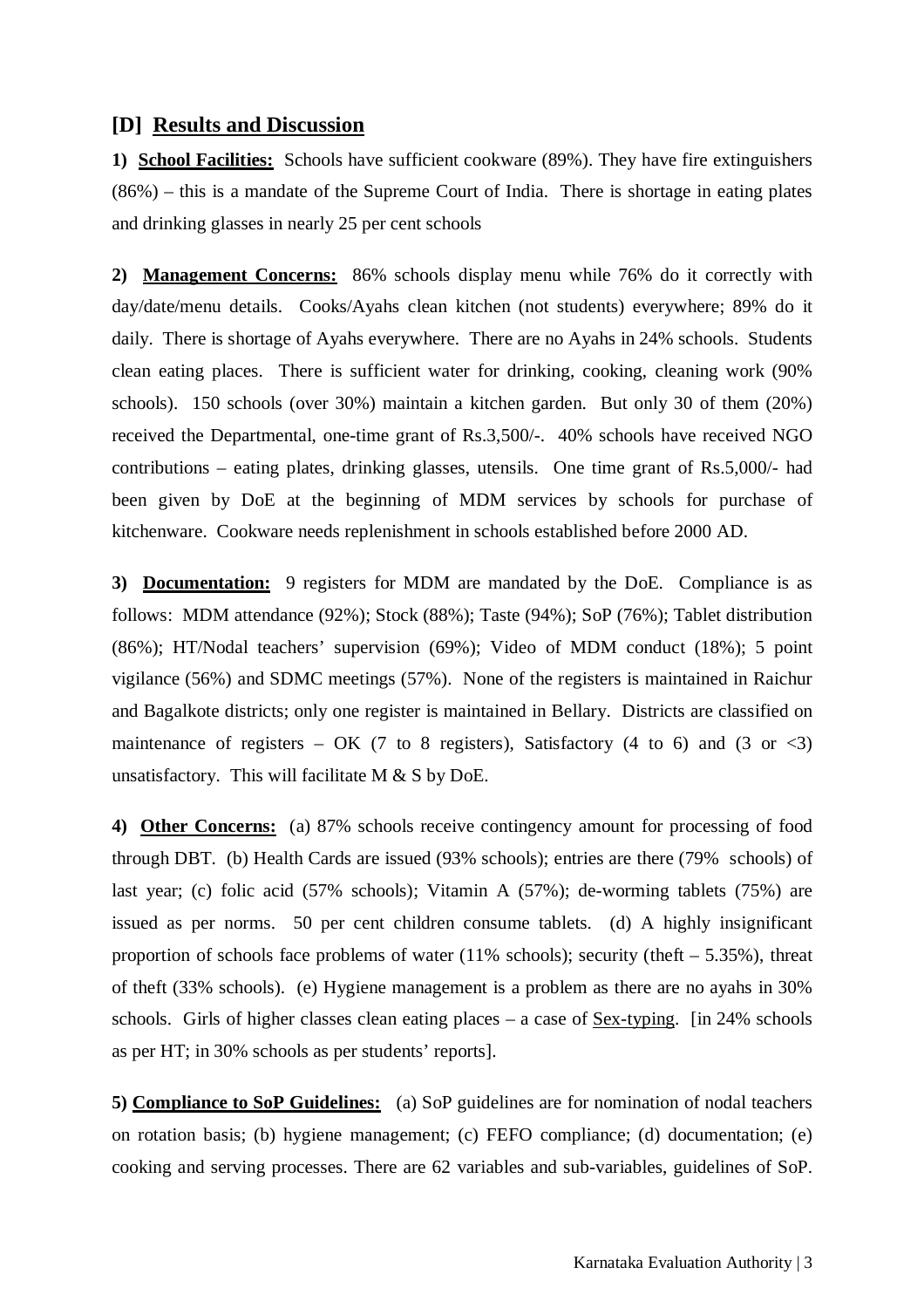## [D] Results and Discussion

**1) School Facilities:** Schools have sufficient cookware (89%). They have fire extinguishers (86%) – this is a mandate of the Supreme Court of India. There is shortage in eating plates and drinking glasses in nearly 25 per cent schools

**2) Management Concerns:** 86% schools display menu while 76% do it correctly with day/date/menu details. Cooks/Ayahs clean kitchen (not students) everywhere; 89% do it daily. There is shortage of Ayahs everywhere. There are no Ayahs in 24% schools. Students clean eating places. There is sufficient water for drinking, cooking, cleaning work (90% schools). 150 schools (over 30%) maintain a kitchen garden. But only 30 of them (20%) received the Departmental, one-time grant of Rs.3,500/-. 40% schools have received NGO contributions – eating plates, drinking glasses, utensils. One time grant of Rs.5,000/- had been given by DoE at the beginning of MDM services by schools for purchase of kitchenware. Cookware needs replenishment in schools established before 2000 AD.

**3) Documentation:** 9 registers for MDM are mandated by the DoE. Compliance is as follows: MDM attendance (92%); Stock (88%); Taste (94%); SoP (76%); Tablet distribution (86%); HT/Nodal teachers' supervision (69%); Video of MDM conduct (18%); 5 point vigilance (56%) and SDMC meetings (57%). None of the registers is maintained in Raichur and Bagalkote districts; only one register is maintained in Bellary. Districts are classified on maintenance of registers – OK (7 to 8 registers), Satisfactory (4 to 6) and (3 or <3) unsatisfactory. This will facilitate M & S by DoE.

**4) Other Concerns:** (a) 87% schools receive contingency amount for processing of food through DBT. (b) Health Cards are issued (93% schools); entries are there (79% schools) of last year; (c) folic acid (57% schools); Vitamin A (57%); de-worming tablets (75%) are issued as per norms. 50 per cent children consume tablets. (d) A highly insignificant proportion of schools face problems of water (11% schools); security (theft – 5.35%), threat of theft (33% schools). (e) Hygiene management is a problem as there are no ayahs in 30% schools. Girls of higher classes clean eating places – a case of Sex-typing. [in 24% schools as per HT; in 30% schools as per students' reports].

**5) Compliance to SoP Guidelines:** (a) SoP guidelines are for nomination of nodal teachers on rotation basis; (b) hygiene management; (c) FEFO compliance; (d) documentation; (e) cooking and serving processes. There are 62 variables and sub-variables, guidelines of SoP.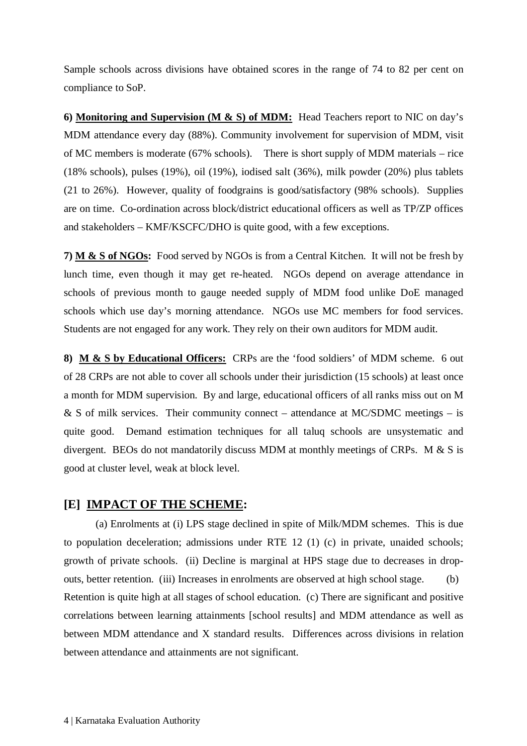Sample schools across divisions have obtained scores in the range of 74 to 82 per cent on compliance to SoP.

**6) Monitoring and Supervision (M & S) of MDM:** Head Teachers report to NIC on day's MDM attendance every day (88%). Community involvement for supervision of MDM, visit of MC members is moderate (67% schools). There is short supply of MDM materials – rice (18% schools), pulses (19%), oil (19%), iodised salt (36%), milk powder (20%) plus tablets (21 to 26%). However, quality of foodgrains is good/satisfactory (98% schools). Supplies are on time. Co-ordination across block/district educational officers as well as TP/ZP offices and stakeholders – KMF/KSCFC/DHO is quite good, with a few exceptions.

**7) M & S of NGOs:** Food served by NGOs is from a Central Kitchen. It will not be fresh by lunch time, even though it may get re-heated. NGOs depend on average attendance in schools of previous month to gauge needed supply of MDM food unlike DoE managed schools which use day's morning attendance. NGOs use MC members for food services. Students are not engaged for any work. They rely on their own auditors for MDM audit.

**8) M & S by Educational Officers:** CRPs are the 'food soldiers' of MDM scheme. 6 out of 28 CRPs are not able to cover all schools under their jurisdiction (15 schools) at least once a month for MDM supervision. By and large, educational officers of all ranks miss out on M & S of milk services. Their community connect – attendance at MC/SDMC meetings – is quite good. Demand estimation techniques for all taluq schools are unsystematic and divergent. BEOs do not mandatorily discuss MDM at monthly meetings of CRPs. M & S is good at cluster level, weak at block level.

## [E] IMPACT OF THE SCHEME:

(a) Enrolments at (i) LPS stage declined in spite of Milk/MDM schemes. This is due to population deceleration; admissions under RTE 12 (1) (c) in private, unaided schools; growth of private schools. (ii) Decline is marginal at HPS stage due to decreases in drop-outs, better retention. (iii) Increases in enrolments are observed at high school stage. (b) Retention is quite high at all stages of school education. (c) There are significant and positive correlations between learning attainments [school results] and MDM attendance as well as between MDM attendance and X standard results. Differences across divisions in relation between attendance and attainments are not significant.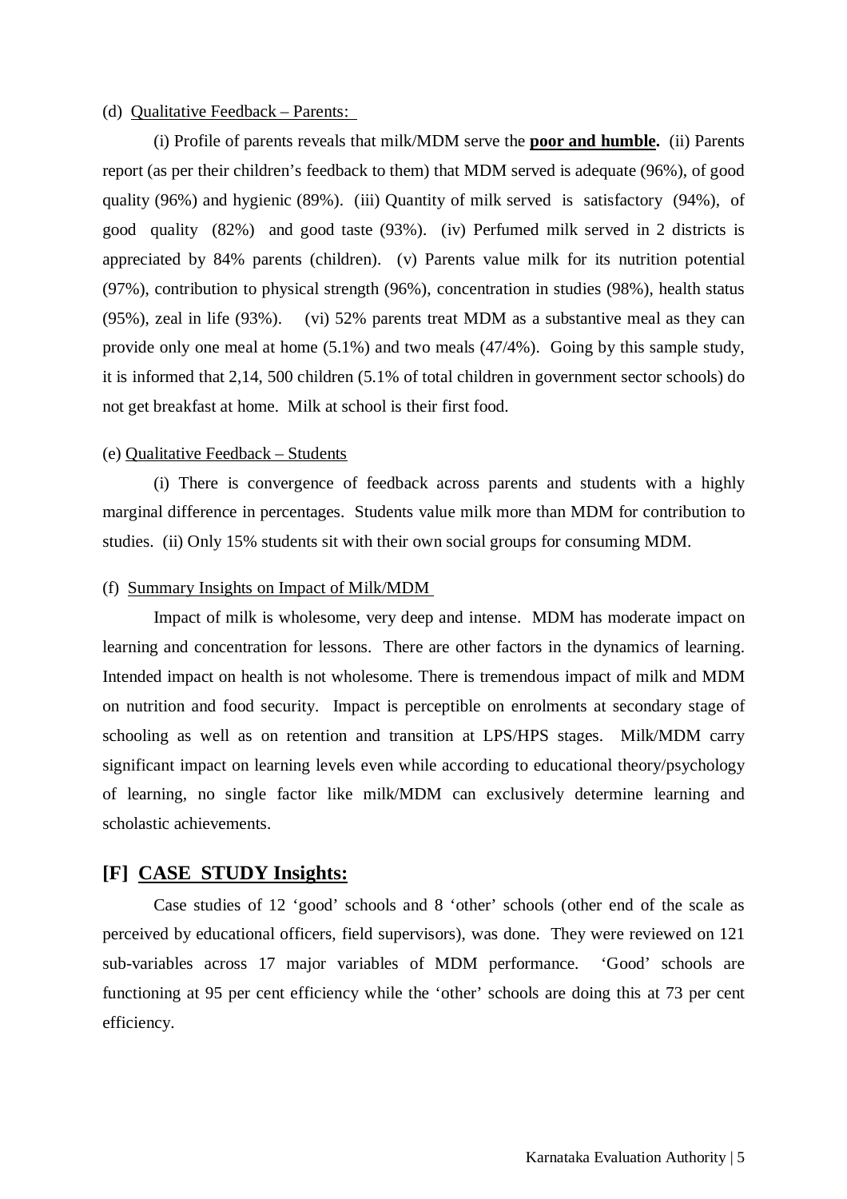(d) Qualitative Feedback – Parents:

(i) Profile of parents reveals that milk/MDM serve the **poor and humble.** (ii) Parents report (as per their children's feedback to them) that MDM served is adequate (96%), of good quality (96%) and hygienic (89%). (iii) Quantity of milk served is satisfactory (94%), of good quality (82%) and good taste (93%). (iv) Perfumed milk served in 2 districts is appreciated by 84% parents (children). (v) Parents value milk for its nutrition potential (97%), contribution to physical strength (96%), concentration in studies (98%), health status (95%), zeal in life (93%). (vi) 52% parents treat MDM as a substantive meal as they can provide only one meal at home (5.1%) and two meals (47/4%). Going by this sample study, it is informed that 2,14, 500 children (5.1% of total children in government sector schools) do not get breakfast at home. Milk at school is their first food.

(e) Qualitative Feedback – Students

(i) There is convergence of feedback across parents and students with a highly marginal difference in percentages. Students value milk more than MDM for contribution to studies. (ii) Only 15% students sit with their own social groups for consuming MDM.

(f) Summary Insights on Impact of Milk/MDM

Impact of milk is wholesome, very deep and intense. MDM has moderate impact on learning and concentration for lessons. There are other factors in the dynamics of learning. Intended impact on health is not wholesome. There is tremendous impact of milk and MDM on nutrition and food security. Impact is perceptible on enrolments at secondary stage of schooling as well as on retention and transition at LPS/HPS stages. Milk/MDM carry significant impact on learning levels even while according to educational theory/psychology of learning, no single factor like milk/MDM can exclusively determine learning and scholastic achievements.

## [F] CASE STUDY Insights:

Case studies of 12 'good' schools and 8 'other' schools (other end of the scale as perceived by educational officers, field supervisors), was done. They were reviewed on 121 sub-variables across 17 major variables of MDM performance. 'Good' schools are functioning at 95 per cent efficiency while the 'other' schools are doing this at 73 per cent efficiency.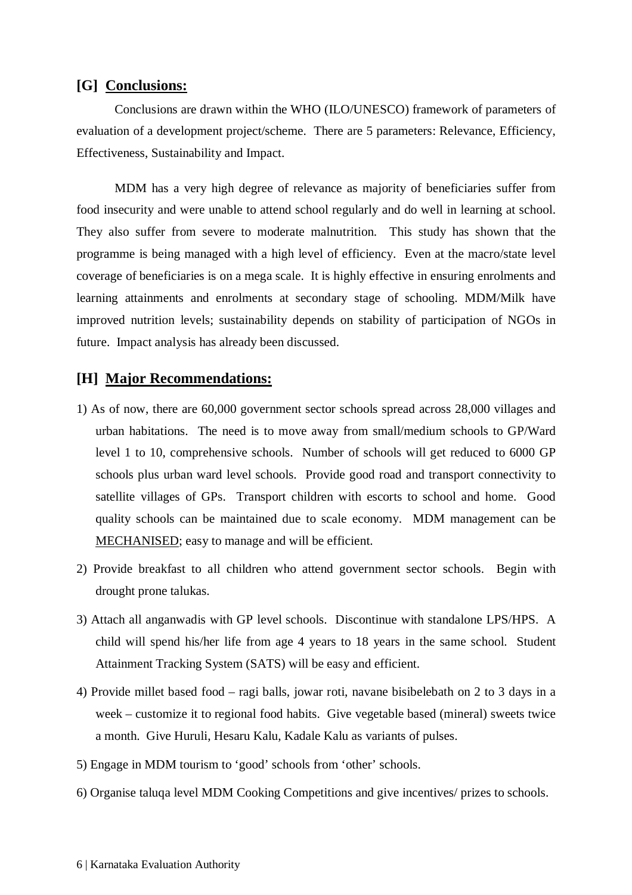## [G] Conclusions:

Conclusions are drawn within the WHO (ILO/UNESCO) framework of parameters of evaluation of a development project/scheme. There are 5 parameters: Relevance, Efficiency, Effectiveness, Sustainability and Impact.

MDM has a very high degree of relevance as majority of beneficiaries suffer from food insecurity and were unable to attend school regularly and do well in learning at school. They also suffer from severe to moderate malnutrition. This study has shown that the programme is being managed with a high level of efficiency. Even at the macro/state level coverage of beneficiaries is on a mega scale. It is highly effective in ensuring enrolments and learning attainments and enrolments at secondary stage of schooling. MDM/Milk have improved nutrition levels; sustainability depends on stability of participation of NGOs in future. Impact analysis has already been discussed.

## [H] Major Recommendations:

1) As of now, there are 60,000 government sector schools spread across 28,000 villages and urban habitations. The need is to move away from small/medium schools to GP/Ward level 1 to 10, comprehensive schools. Number of schools will get reduced to 6000 GP schools plus urban ward level schools. Provide good road and transport connectivity to satellite villages of GPs. Transport children with escorts to school and home. Good quality schools can be maintained due to scale economy. MDM management can be <u>MECHANISED</u>; easy to manage and will be efficient.

2) Provide breakfast to all children who attend government sector schools. Begin with drought prone talukas.

3) Attach all anganwadis with GP level schools. Discontinue with standalone LPS/HPS. A child will spend his/her life from age 4 years to 18 years in the same school. Student Attainment Tracking System (SATS) will be easy and efficient.

4) Provide millet based food – ragi balls, jowar roti, navane bisibelebath on 2 to 3 days in a week – customize it to regional food habits. Give vegetable based (mineral) sweets twice a month. Give Huruli, Hesaru Kalu, Kadale Kalu as variants of pulses.

5) Engage in MDM tourism to 'good' schools from 'other' schools.

6) Organise taluqa level MDM Cooking Competitions and give incentives/ prizes to schools.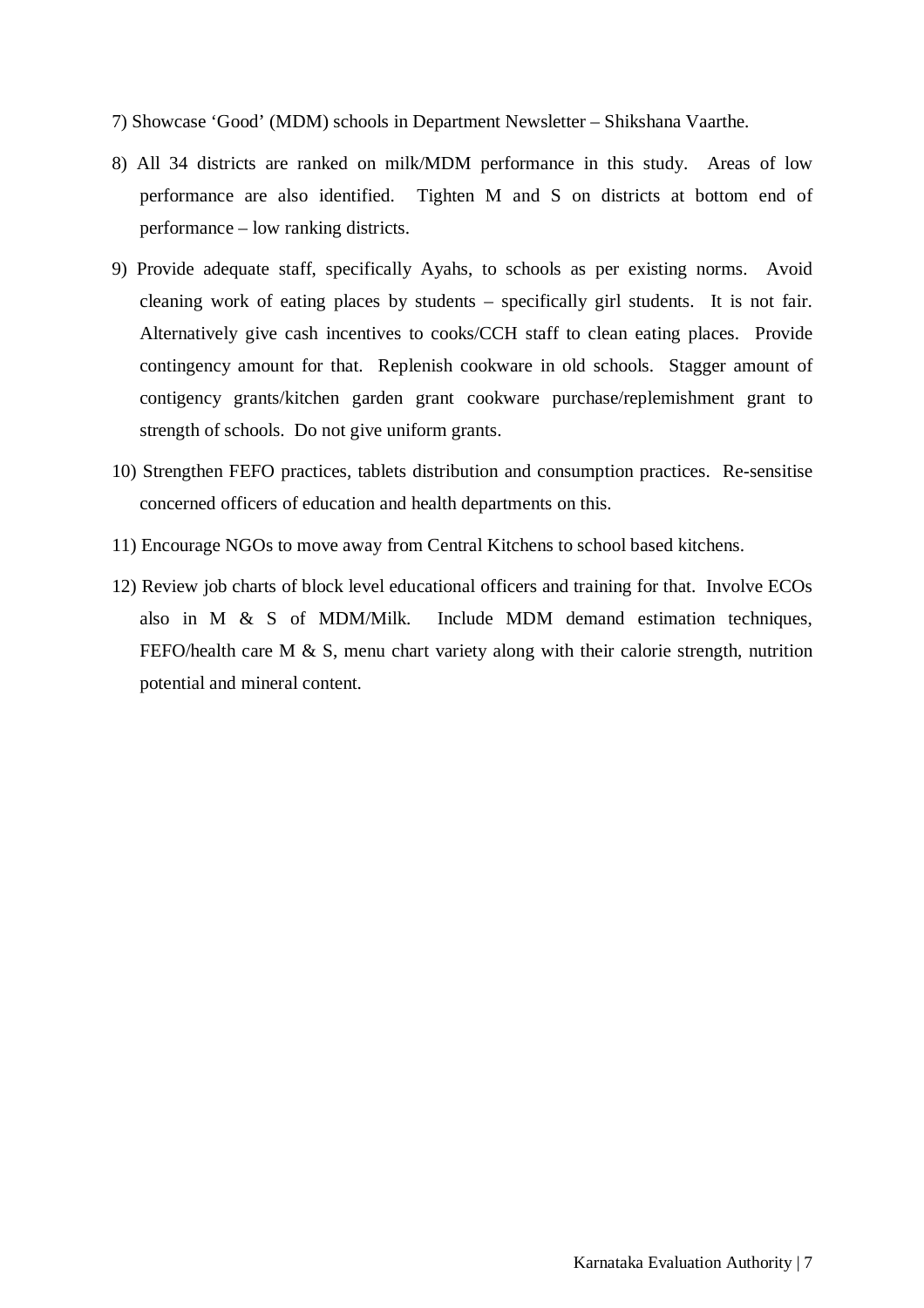7) Showcase 'Good' (MDM) schools in Department Newsletter – Shikshana Vaarthe.

8) All 34 districts are ranked on milk/MDM performance in this study. Areas of low performance are also identified. Tighten M and S on districts at bottom end of performance – low ranking districts.

9) Provide adequate staff, specifically Ayahs, to schools as per existing norms. Avoid cleaning work of eating places by students – specifically girl students. It is not fair. Alternatively give cash incentives to cooks/CCH staff to clean eating places. Provide contingency amount for that. Replenish cookware in old schools. Stagger amount of contigency grants/kitchen garden grant cookware purchase/replemishment grant to strength of schools. Do not give uniform grants.

10) Strengthen FEFO practices, tablets distribution and consumption practices. Re-sensitise concerned officers of education and health departments on this.

11) Encourage NGOs to move away from Central Kitchens to school based kitchens.

12) Review job charts of block level educational officers and training for that. Involve ECOs also in M & S of MDM/Milk. Include MDM demand estimation techniques, FEFO/health care M & S, menu chart variety along with their calorie strength, nutrition potential and mineral content.